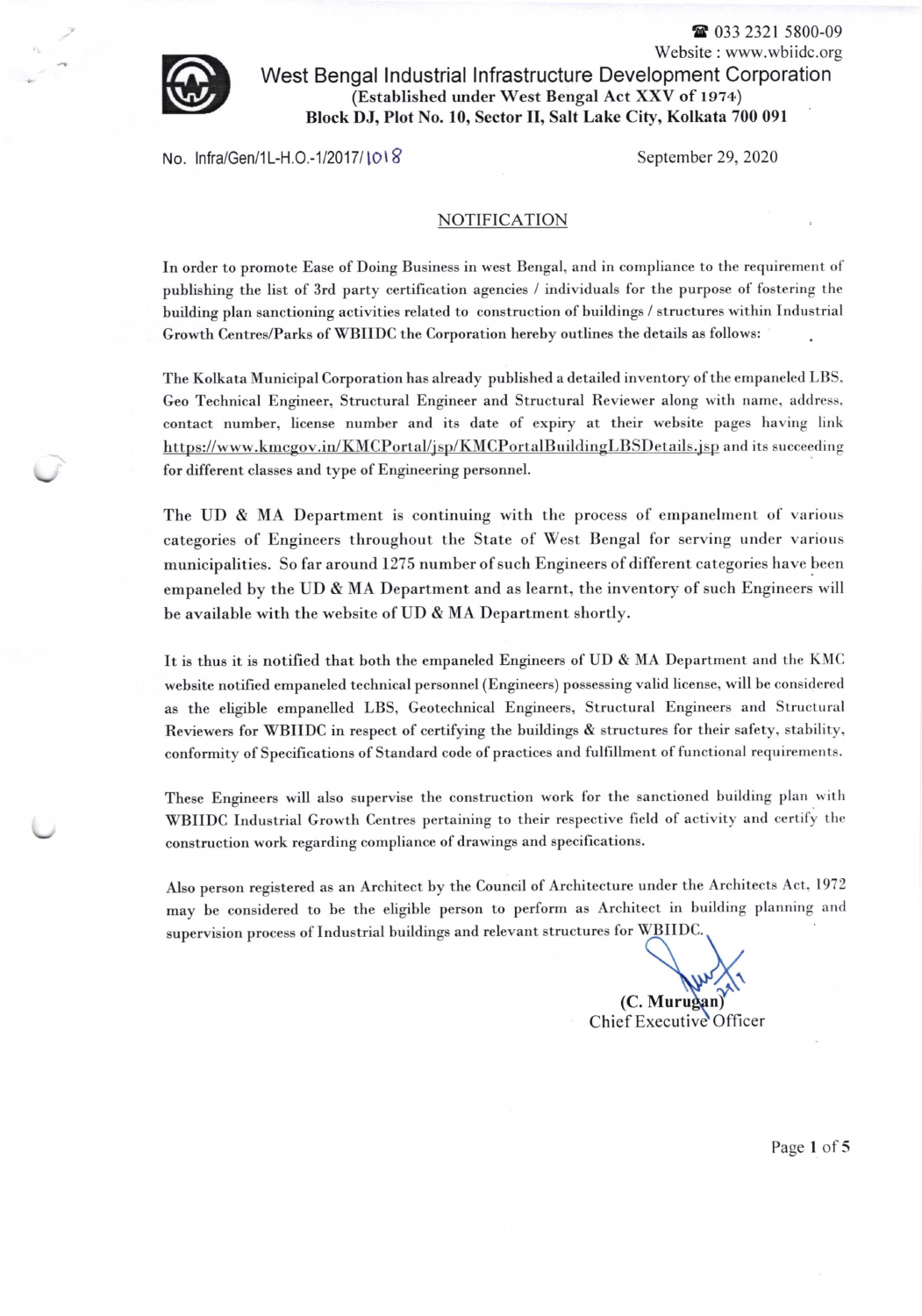☎ 033 2321 5800-09
Website : www.wbiidc.org

# West Bengal Industrial Infrastructure Development Corporation

**(Established under West Bengal Act XXV of 1974)**
**Block DJ, Plot No. 10, Sector II, Salt Lake City, Kolkata 700 091**

No. Infra/Gen/1L-H.O.-1/2017/1018 September 29, 2020

## NOTIFICATION

In order to promote Ease of Doing Business in west Bengal, and in compliance to the requirement of publishing the list of 3rd party certification agencies / individuals for the purpose of fostering the building plan sanctioning activities related to construction of buildings / structures within Industrial Growth Centres/Parks of WBIIDC the Corporation hereby outlines the details as follows:

The Kolkata Municipal Corporation has already published a detailed inventory of the empaneled LBS, Geo Technical Engineer, Structural Engineer and Structural Reviewer along with name, address, contact number, license number and its date of expiry at their website pages having link https://www.kmcgov.in/KMCPortal/jsp/KMCPortalBuildingLBSDetails.jsp and its succeeding for different classes and type of Engineering personnel.

The UD & MA Department is continuing with the process of empanelment of various categories of Engineers throughout the State of West Bengal for serving under various municipalities. So far around 1275 number of such Engineers of different categories have been empaneled by the UD & MA Department and as learnt, the inventory of such Engineers will be available with the website of UD & MA Department shortly.

It is thus it is notified that both the empaneled Engineers of UD & MA Department and the KMC website notified empaneled technical personnel (Engineers) possessing valid license, will be considered as the eligible empanelled LBS, Geotechnical Engineers, Structural Engineers and Structural Reviewers for WBIIDC in respect of certifying the buildings & structures for their safety, stability, conformity of Specifications of Standard code of practices and fulfillment of functional requirements.

These Engineers will also supervise the construction work for the sanctioned building plan with WBIIDC Industrial Growth Centres pertaining to their respective field of activity and certify the construction work regarding compliance of drawings and specifications.

Also person registered as an Architect by the Council of Architecture under the Architects Act, 1972 may be considered to be the eligible person to perform as Architect in building planning and supervision process of Industrial buildings and relevant structures for WBIIDC.

**(C. Murugan)**
Chief Executive Officer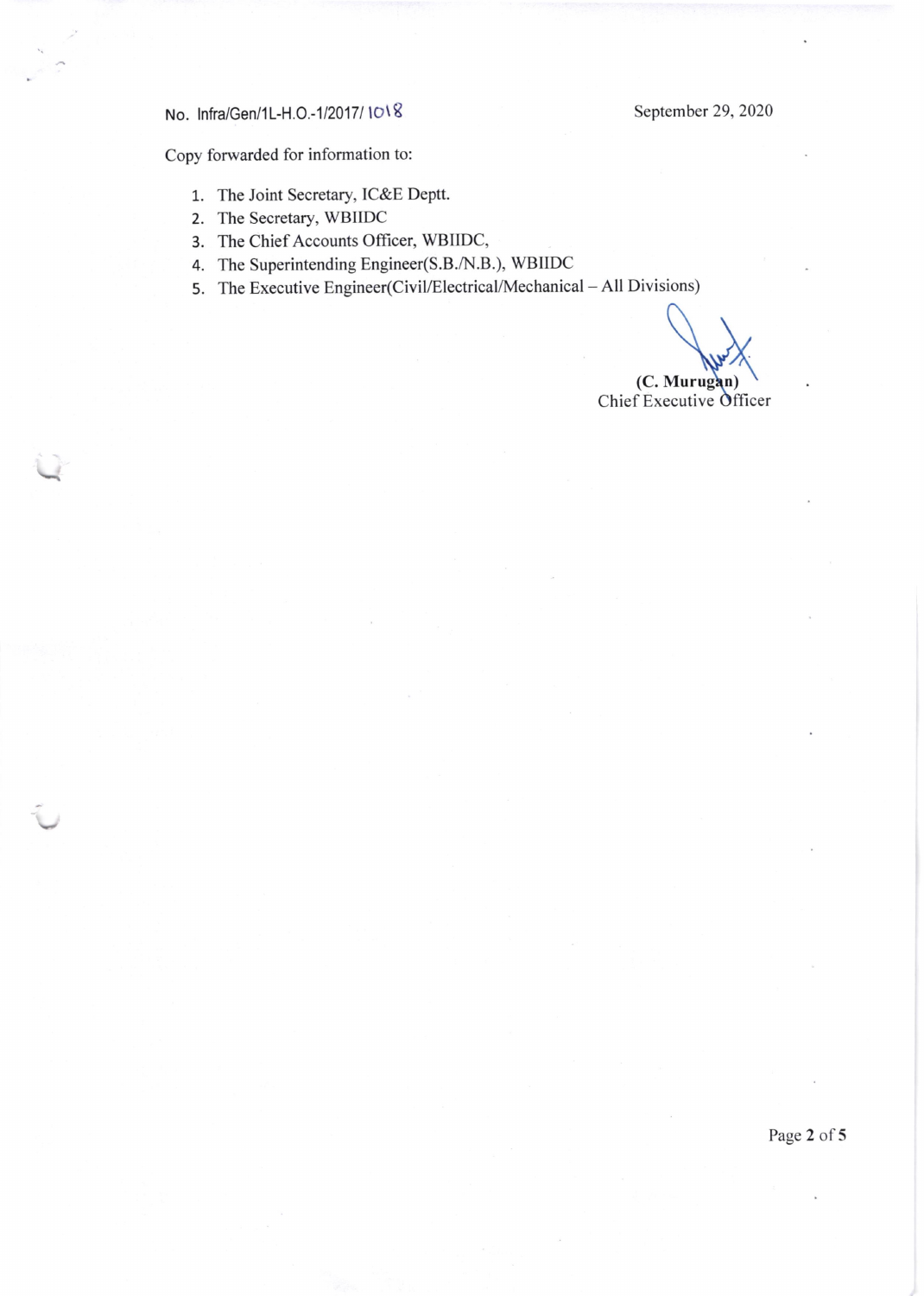No. Infra/Gen/1L-H.O.-1/2017/ 1018

September 29, 2020

Copy forwarded for information to:

1. The Joint Secretary, IC&E Deptt.
2. The Secretary, WBIIDC
3. The Chief Accounts Officer, WBIIDC,
4. The Superintending Engineer(S.B./N.B.), WBIIDC
5. The Executive Engineer(Civil/Electrical/Mechanical – All Divisions)

**(C. Murugan)**
Chief Executive Officer